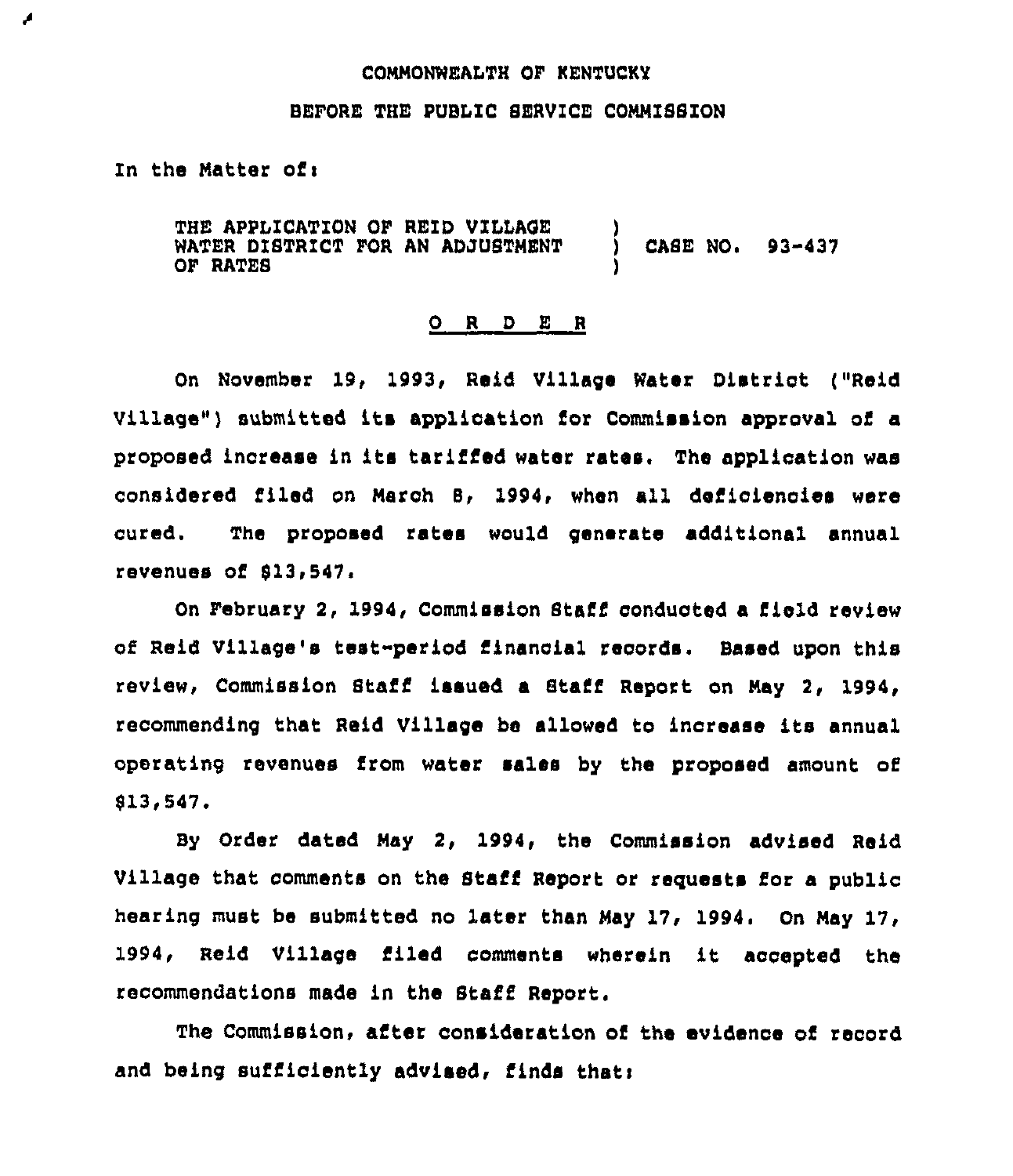COMMONWEALTH OF KENTUCKY

BEFORE THE PUBLIC SERVICE COMMISSION

In the Matter of:

THE APPLICATION OF REID VILLAGE WATER DISTRICT FOR AN ADJUSTMENT OF RATES ) CASE NO. 93-437

O R D E R

On November 19, 1993, Reid Village Water District ("Reid Village") submitted its application for Commission approval of a proposed increase in its tariffed water rates. The application was considered filed on March 8, 1994, when all deficiencies were cured. The proposed rates would generate additional annual revenues of $13,547.

On February 2, 1994, Commission Staff conducted a field review of Reid Village's test-period financial records. Based upon this review, Commission Staff issued a Staff Report on May 2, 1994, recommending that Reid Village be allowed to increase its annual operating revenues from water sales by the proposed amount of $13,547.

By Order dated May 2, 1994, the Commission advised Reid Village that comments on the Staff Report or requests for a public hearing must be submitted no later than May 17, 1994. On May 17, 1994, Reid Village filed comments wherein it accepted the recommendations made in the Staff Report.

The Commission, after consideration of the evidence of record and being sufficiently advised, finds that: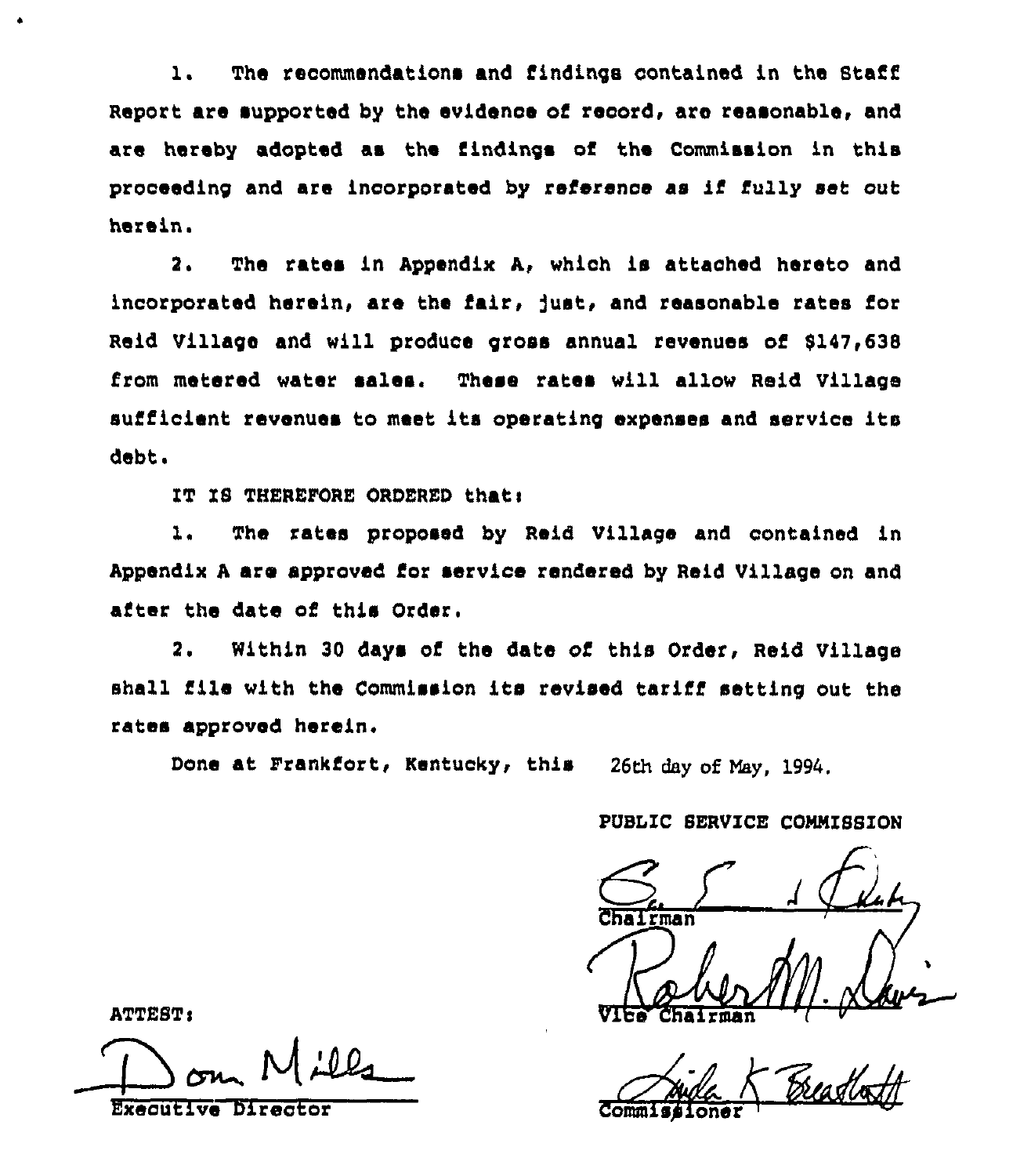1. The recommendations and findings contained in the Staff Report are supported by the evidence of record, are reasonable, and are hereby adopted as the findings of the Commission in this proceeding and are incorporated by reference as if fully set out herein.

2. The rates in Appendix A, which is attached hereto and incorporated herein, are the fair, just, and reasonable rates for Reid Village and will produce gross annual revenues of $147,638 from metered water sales. These rates will allow Reid Village sufficient revenues to meet its operating expenses and service its debt.

IT IS THEREFORE ORDERED that:

1. The rates proposed by Reid Village and contained in Appendix A are approved for service rendered by Reid Village on and after the date of this Order.

2. Within 30 days of the date of this Order, Reid Village shall file with the Commission its revised tariff setting out the rates approved herein.

Done at Frankfort, Kentucky, this 26th day of May, 1994.

PUBLIC SERVICE COMMISSION

Chairman

Vice Chairman

Commissioner

ATTEST:

Executive Director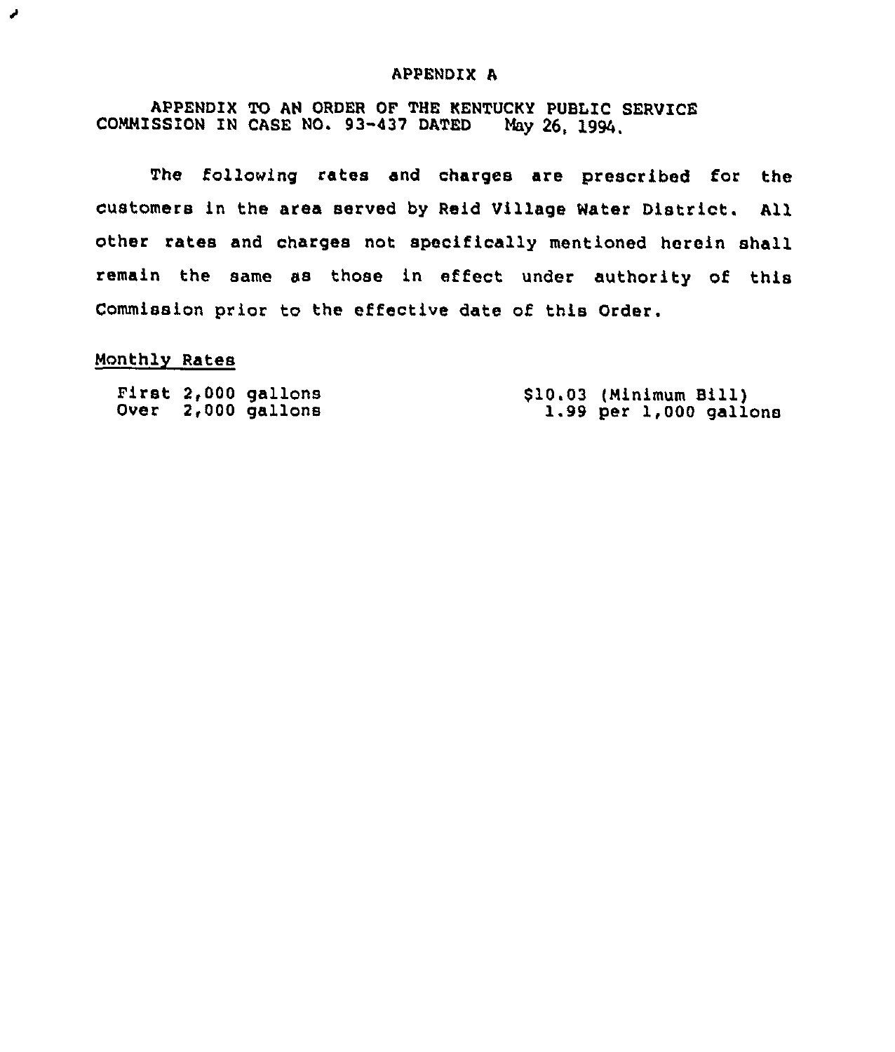APPENDIX A

APPENDIX TO AN ORDER OF THE KENTUCKY PUBLIC SERVICE COMMISSION IN CASE NO. 93-437 DATED May 26, 1994.

The following rates and charges are prescribed for the customers in the area served by Reid Village Water District. All other rates and charges not specifically mentioned herein shall remain the same as those in effect under authority of this Commission prior to the effective date of this Order.

Monthly Rates

| | |
|---|---|
| First 2,000 gallons | $10.03 (Minimum Bill) |
| Over 2,000 gallons | 1.99 per 1,000 gallons |